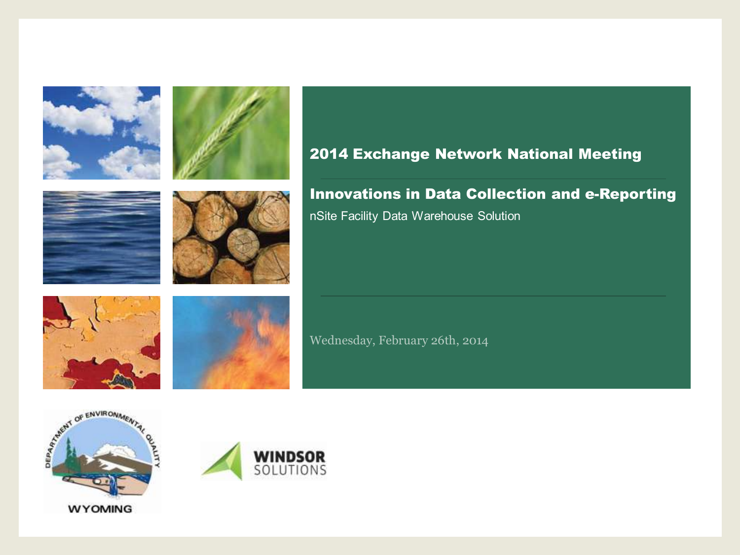# 2014 Exchange Network National Meeting

## Innovations in Data Collection and e-Reporting

nSite Facility Data Warehouse Solution

Wednesday, February 26th, 2014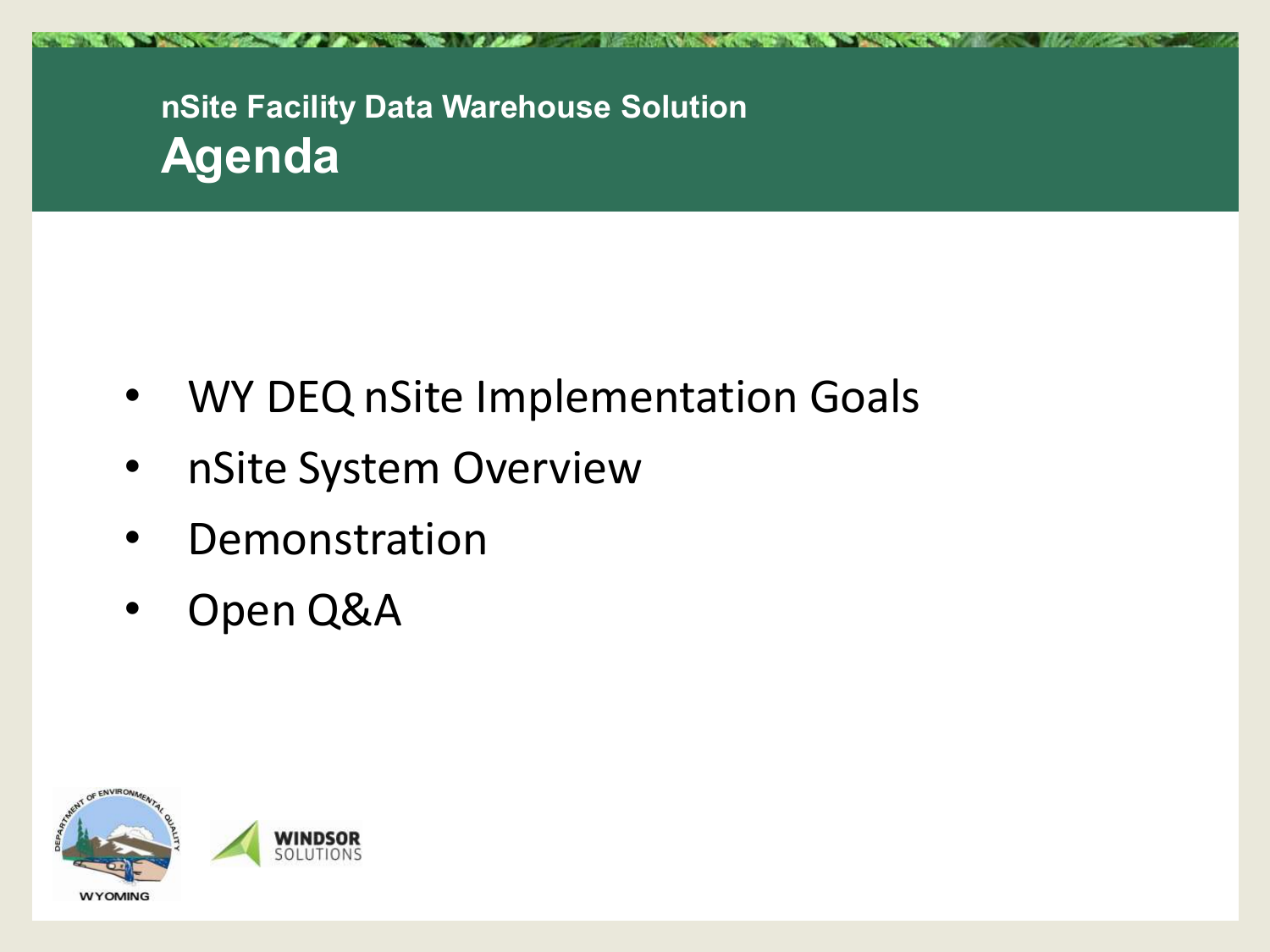nSite Facility Data Warehouse Solution

# Agenda

- WY DEQ nSite Implementation Goals
- nSite System Overview
- Demonstration
- Open Q&A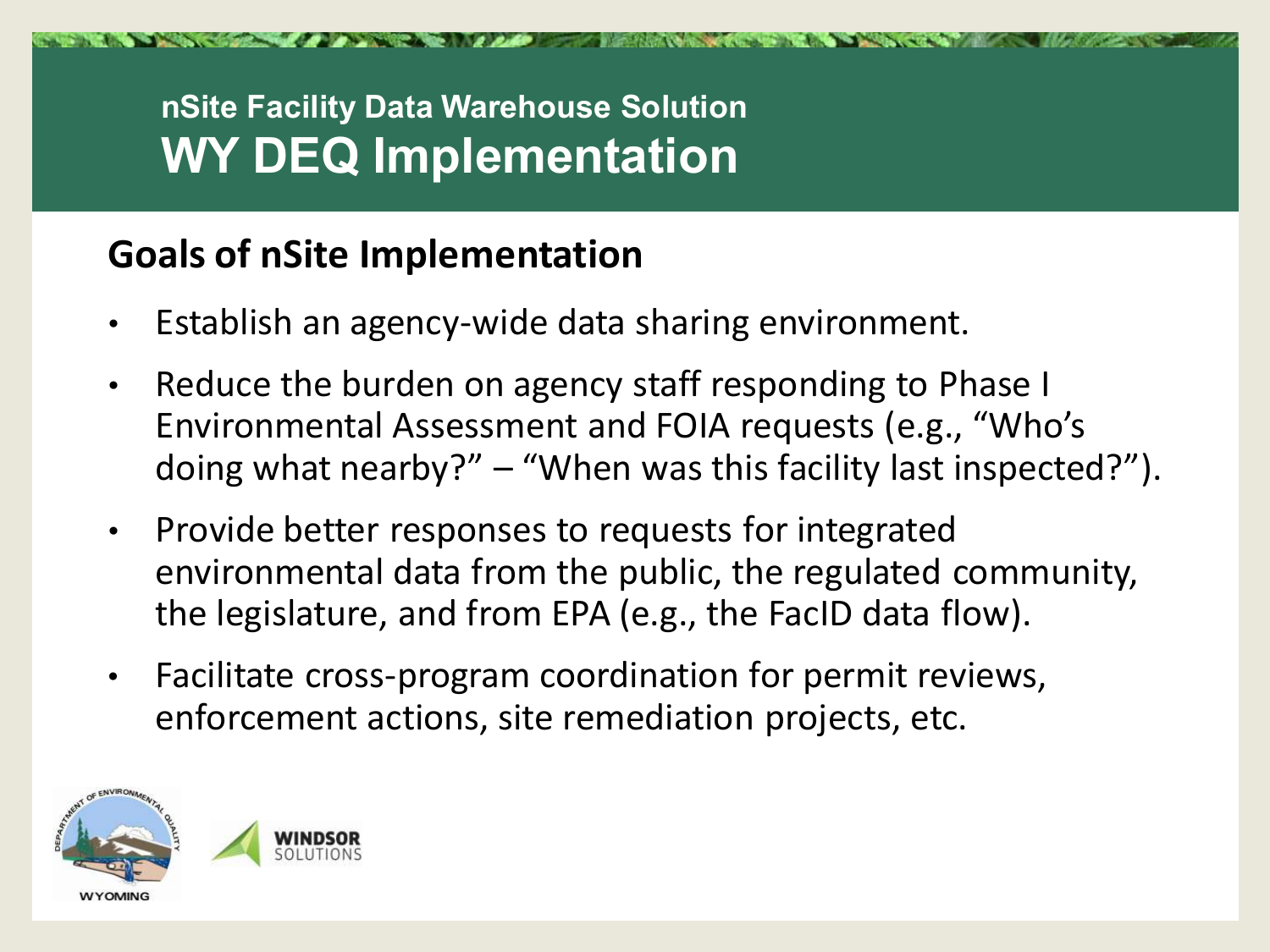## nSite Facility Data Warehouse Solution

# WY DEQ Implementation

### Goals of nSite Implementation

- Establish an agency-wide data sharing environment.
- Reduce the burden on agency staff responding to Phase I Environmental Assessment and FOIA requests (e.g., “Who’s doing what nearby?” – “When was this facility last inspected?”).
- Provide better responses to requests for integrated environmental data from the public, the regulated community, the legislature, and from EPA (e.g., the FacID data flow).
- Facilitate cross-program coordination for permit reviews, enforcement actions, site remediation projects, etc.

DEPARTMENT OF ENVIRONMENTAL QUALITY WYOMING

WINDSOR SOLUTIONS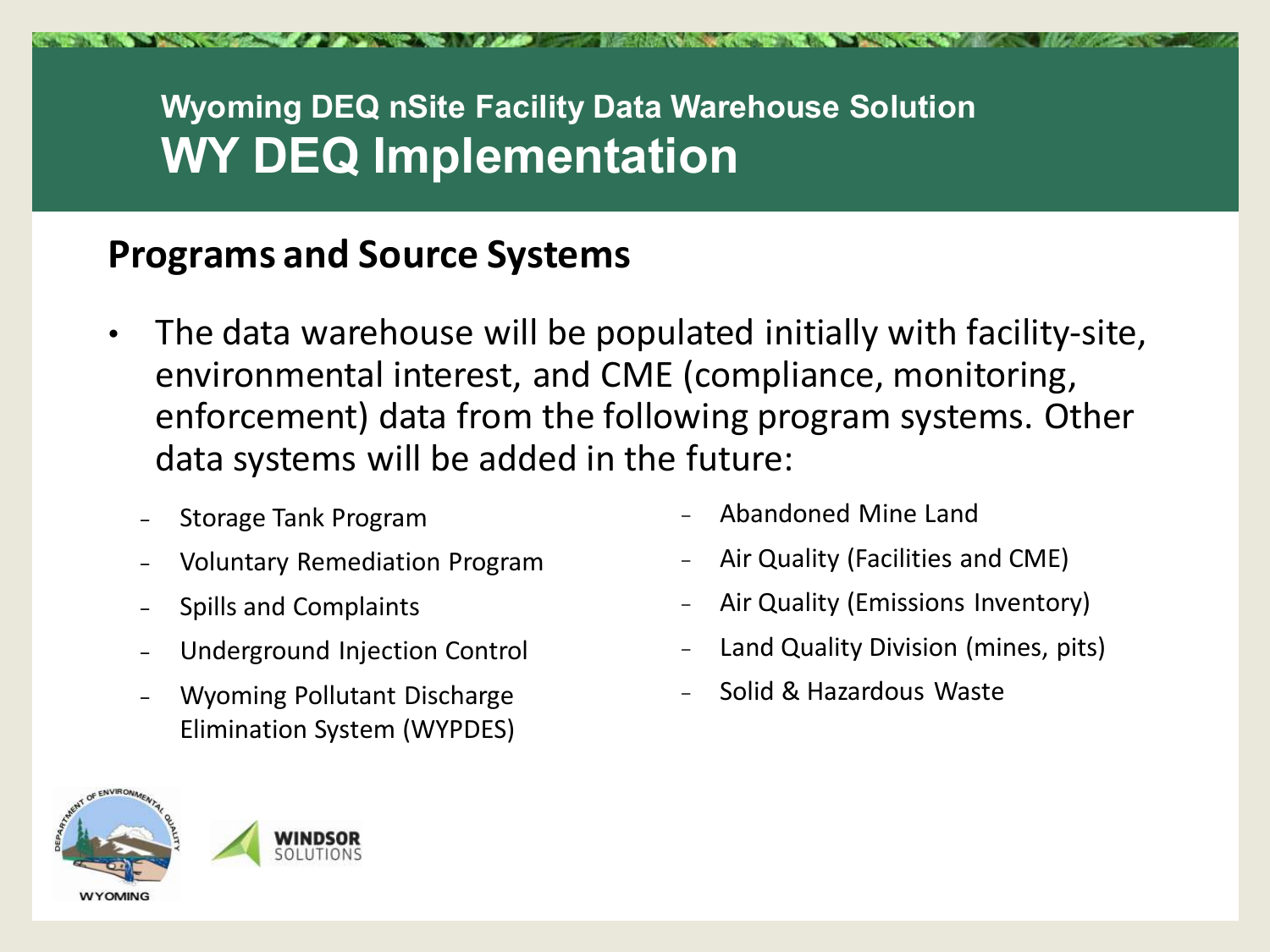## Wyoming DEQ nSite Facility Data Warehouse Solution

# WY DEQ Implementation

### Programs and Source Systems

- The data warehouse will be populated initially with facility-site, environmental interest, and CME (compliance, monitoring, enforcement) data from the following program systems. Other data systems will be added in the future:
  - Storage Tank Program
  - Voluntary Remediation Program
  - Spills and Complaints
  - Underground Injection Control
  - Wyoming Pollutant Discharge Elimination System (WYPDES)
  - Abandoned Mine Land
  - Air Quality (Facilities and CME)
  - Air Quality (Emissions Inventory)
  - Land Quality Division (mines, pits)
  - Solid & Hazardous Waste

DEPARTMENT OF ENVIRONMENTAL QUALITY
WYOMING

WINDSOR SOLUTIONS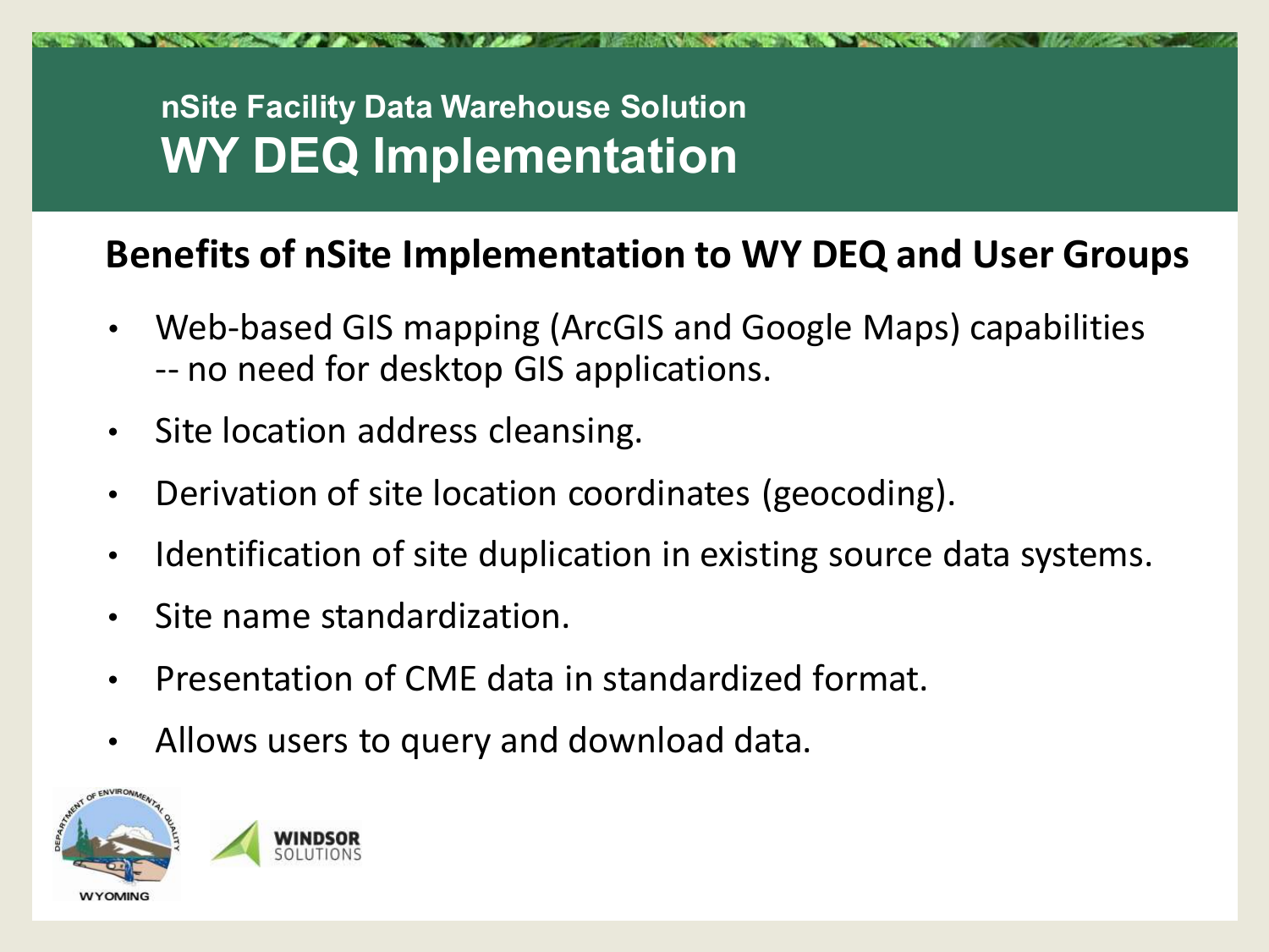## nSite Facility Data Warehouse Solution

# WY DEQ Implementation

### Benefits of nSite Implementation to WY DEQ and User Groups

- Web-based GIS mapping (ArcGIS and Google Maps) capabilities -- no need for desktop GIS applications.
- Site location address cleansing.
- Derivation of site location coordinates (geocoding).
- Identification of site duplication in existing source data systems.
- Site name standardization.
- Presentation of CME data in standardized format.
- Allows users to query and download data.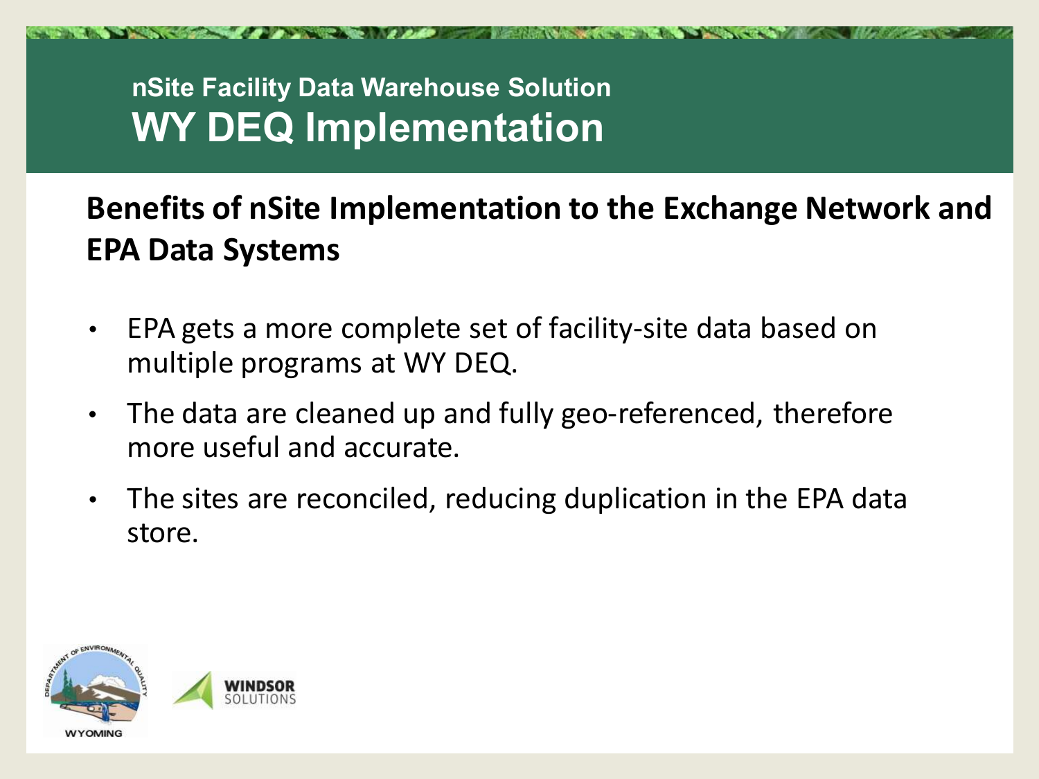nSite Facility Data Warehouse Solution

# WY DEQ Implementation

## Benefits of nSite Implementation to the Exchange Network and EPA Data Systems

- EPA gets a more complete set of facility-site data based on multiple programs at WY DEQ.
- The data are cleaned up and fully geo-referenced, therefore more useful and accurate.
- The sites are reconciled, reducing duplication in the EPA data store.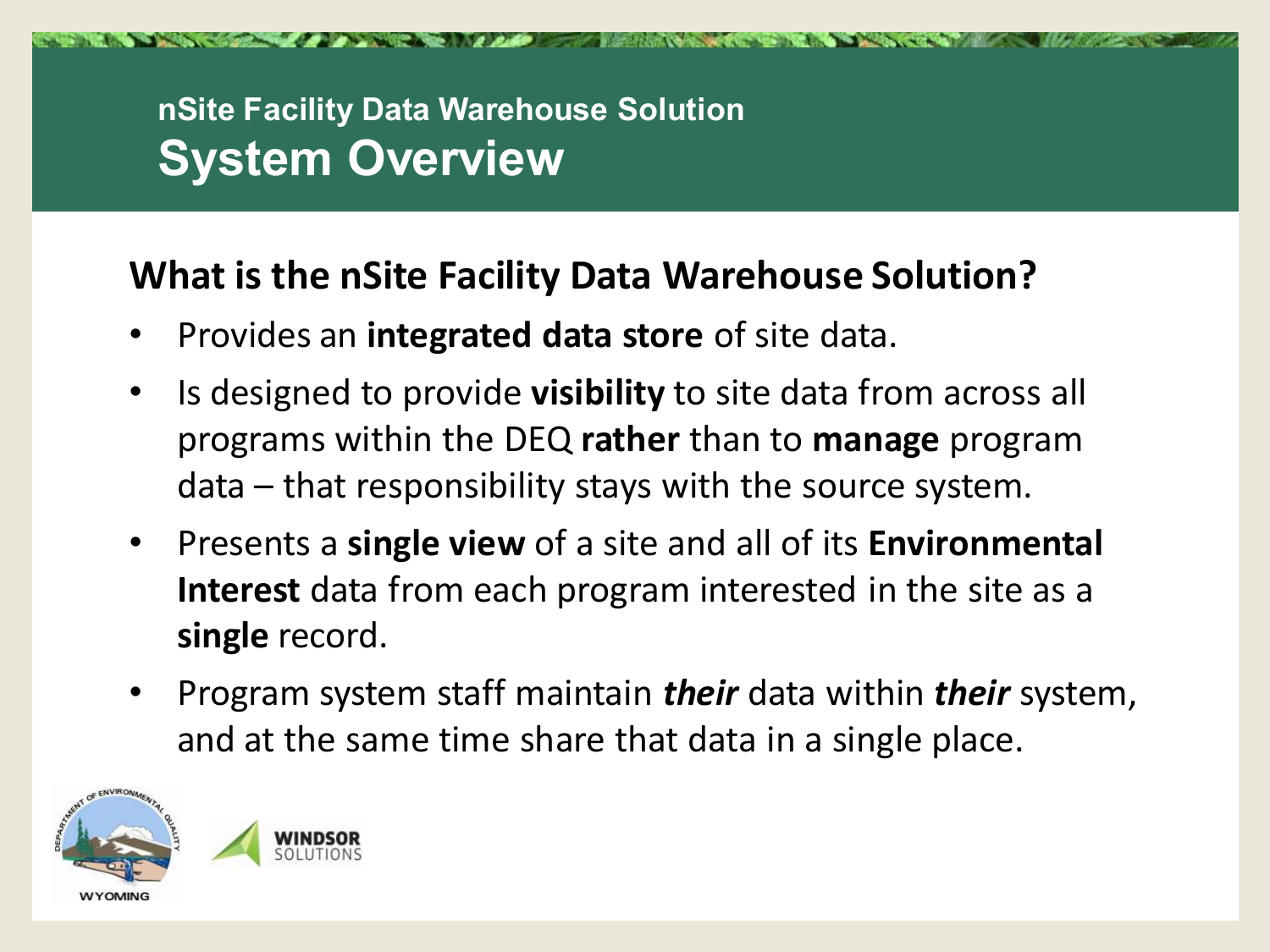nSite Facility Data Warehouse Solution

# System Overview

## What is the nSite Facility Data Warehouse Solution?

- Provides an **integrated data store** of site data.
- Is designed to provide **visibility** to site data from across all programs within the DEQ **rather** than to **manage** program data – that responsibility stays with the source system.
- Presents a **single view** of a site and all of its **Environmental Interest** data from each program interested in the site as a **single** record.
- Program system staff maintain ***their*** data within ***their*** system, and at the same time share that data in a single place.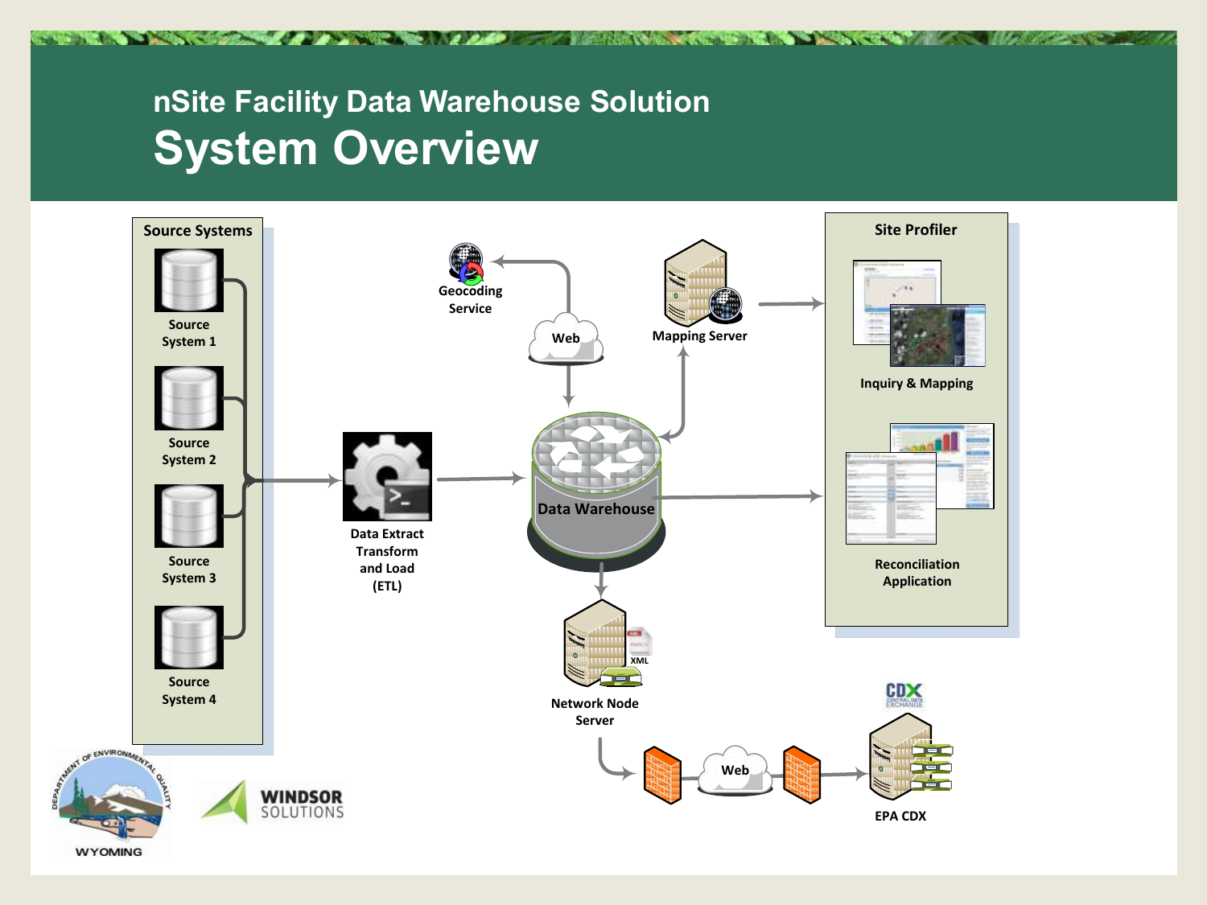# nSite Facility Data Warehouse Solution

# System Overview

Source Systems

Source System 1

Source System 2

Source System 3

Source System 4

Data Extract Transform and Load (ETL)

Geocoding Service

Web

Mapping Server

Data Warehouse

Network Node Server

XML

Web

EPA CDX

Site Profiler

Inquiry & Mapping

Reconciliation Application

WYOMING

WINDSOR SOLUTIONS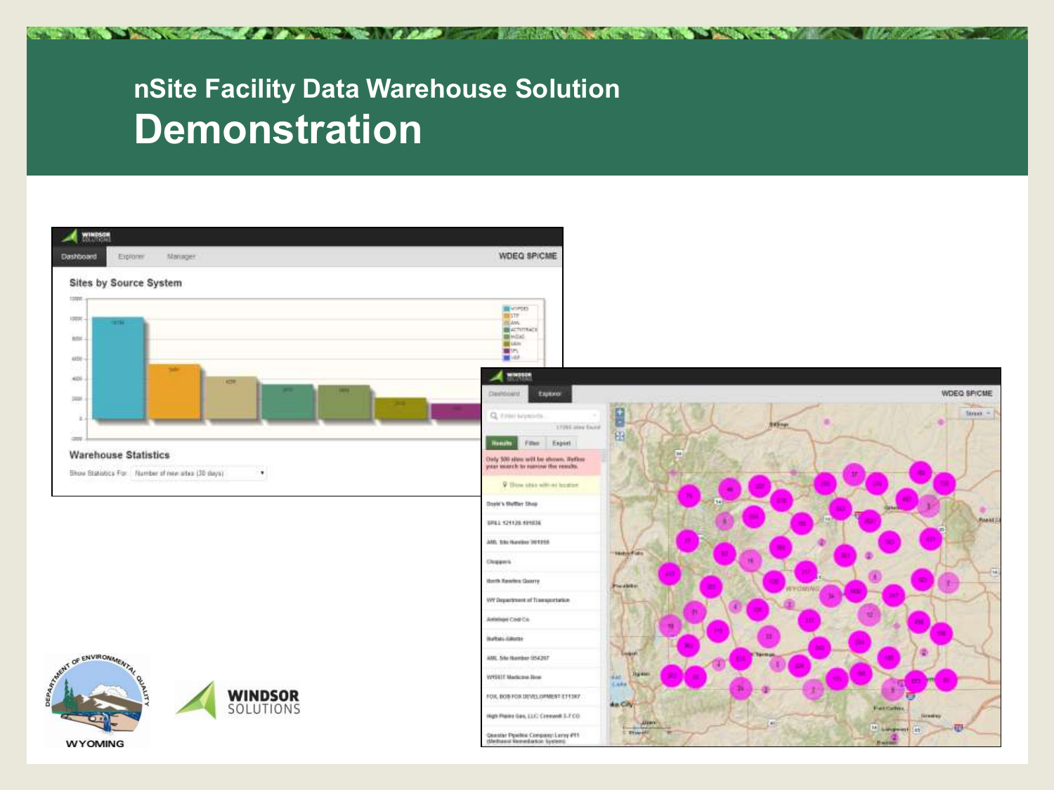## nSite Facility Data Warehouse Solution

# Demonstration

Dashboard | Explorer | Manager | WDEQ SP/CME

Sites by Source System

Warehouse Statistics

Show Statistics For: Number of new sites (30 days)

Dashboard | Explorer | WDEQ SP/CME

Results | Filter | Export

Only 500 sites will be shown. Refine your search to narrow the results.

Show sites with no location

Doyle's Muffler Shop

SPILL 121126 101036

AML Site Number 901058

Choppers

North Rawlins Quarry

WY Department of Transportation

Antelope Coal Co.

Buffalo-Gillette

AML Site Number 054207

WYDOT Medicine Bow

FOX, BOB FOX DEVELOPMENT E11367

High Plains Gas, LLC Creswell 3-7 CO

Questar Pipeline Company Leroy #11 (Methanol Remediation System)

DEPARTMENT OF ENVIRONMENTAL QUALITY WYOMING

WINDSOR SOLUTIONS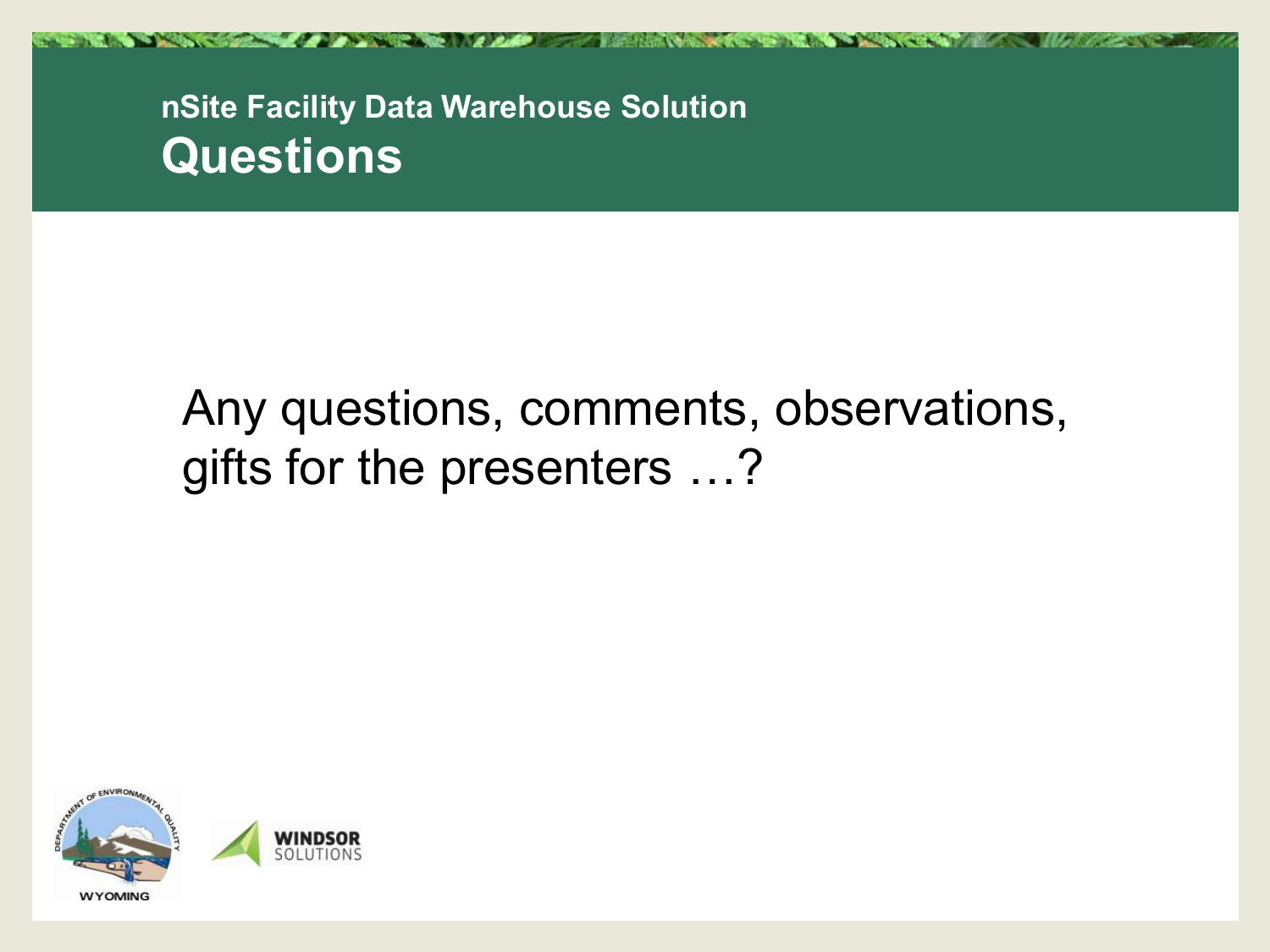nSite Facility Data Warehouse Solution

# Questions

Any questions, comments, observations, gifts for the presenters …?